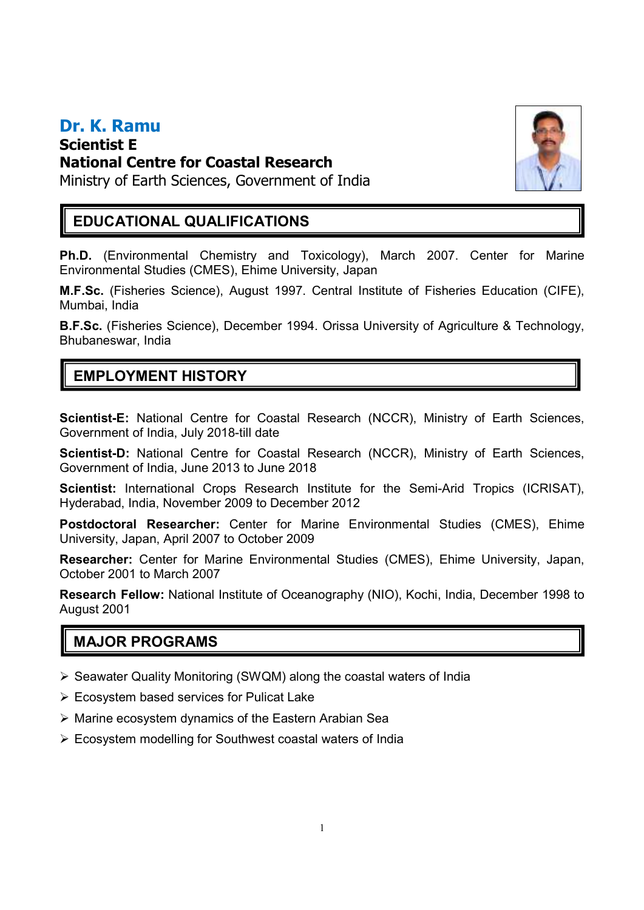# Dr. K. Ramu

**Scientist E**

**National Centre for Coastal Research**

Ministry of Earth Sciences, Government of India

## EDUCATIONAL QUALIFICATIONS

**Ph.D.** (Environmental Chemistry and Toxicology), March 2007. Center for Marine Environmental Studies (CMES), Ehime University, Japan

**M.F.Sc.** (Fisheries Science), August 1997. Central Institute of Fisheries Education (CIFE), Mumbai, India

**B.F.Sc.** (Fisheries Science), December 1994. Orissa University of Agriculture & Technology, Bhubaneswar, India

## EMPLOYMENT HISTORY

**Scientist-E:** National Centre for Coastal Research (NCCR), Ministry of Earth Sciences, Government of India, July 2018-till date

**Scientist-D:** National Centre for Coastal Research (NCCR), Ministry of Earth Sciences, Government of India, June 2013 to June 2018

**Scientist:** International Crops Research Institute for the Semi-Arid Tropics (ICRISAT), Hyderabad, India, November 2009 to December 2012

**Postdoctoral Researcher:** Center for Marine Environmental Studies (CMES), Ehime University, Japan, April 2007 to October 2009

**Researcher:** Center for Marine Environmental Studies (CMES), Ehime University, Japan, October 2001 to March 2007

**Research Fellow:** National Institute of Oceanography (NIO), Kochi, India, December 1998 to August 2001

## MAJOR PROGRAMS

- Seawater Quality Monitoring (SWQM) along the coastal waters of India
- Ecosystem based services for Pulicat Lake
- Marine ecosystem dynamics of the Eastern Arabian Sea
- Ecosystem modelling for Southwest coastal waters of India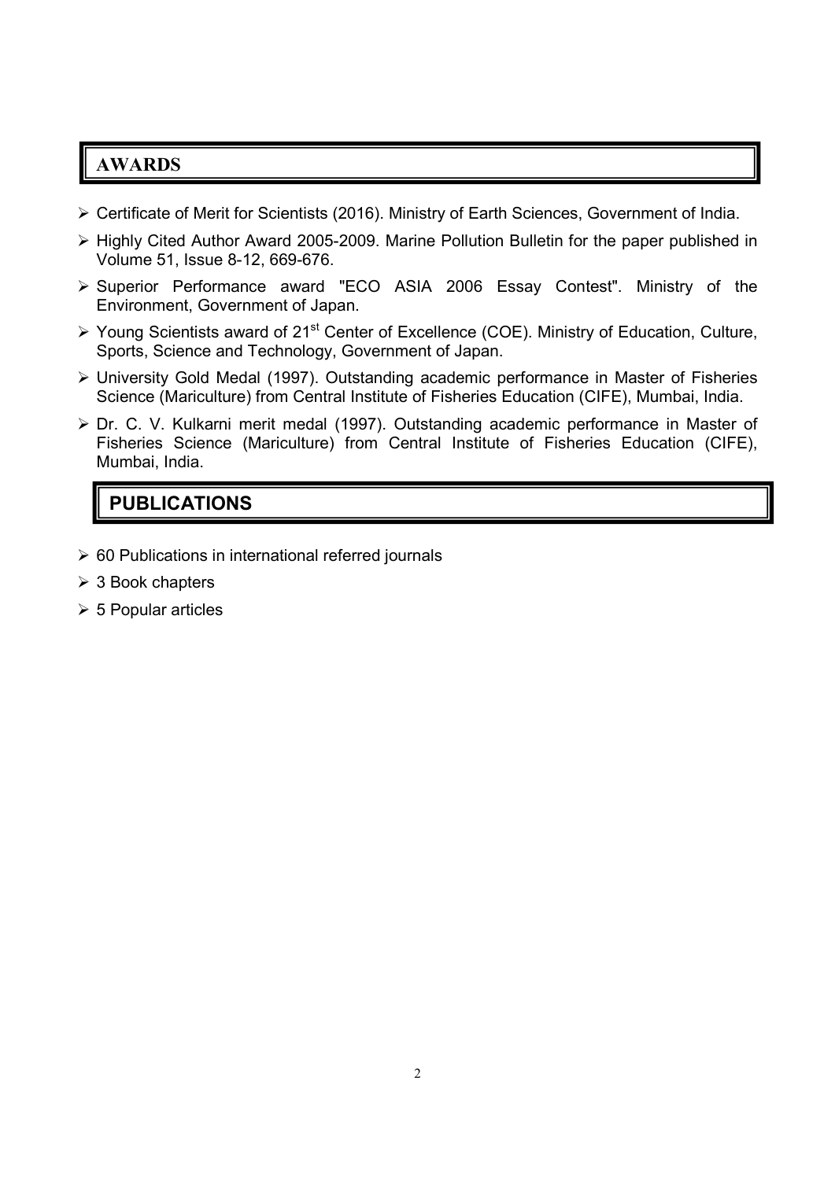## AWARDS

- Certificate of Merit for Scientists (2016). Ministry of Earth Sciences, Government of India.
- Highly Cited Author Award 2005-2009. Marine Pollution Bulletin for the paper published in Volume 51, Issue 8-12, 669-676.
- Superior Performance award "ECO ASIA 2006 Essay Contest". Ministry of the Environment, Government of Japan.
- Young Scientists award of 21st Center of Excellence (COE). Ministry of Education, Culture, Sports, Science and Technology, Government of Japan.
- University Gold Medal (1997). Outstanding academic performance in Master of Fisheries Science (Mariculture) from Central Institute of Fisheries Education (CIFE), Mumbai, India.
- Dr. C. V. Kulkarni merit medal (1997). Outstanding academic performance in Master of Fisheries Science (Mariculture) from Central Institute of Fisheries Education (CIFE), Mumbai, India.

## PUBLICATIONS

- 60 Publications in international referred journals
- 3 Book chapters
- 5 Popular articles